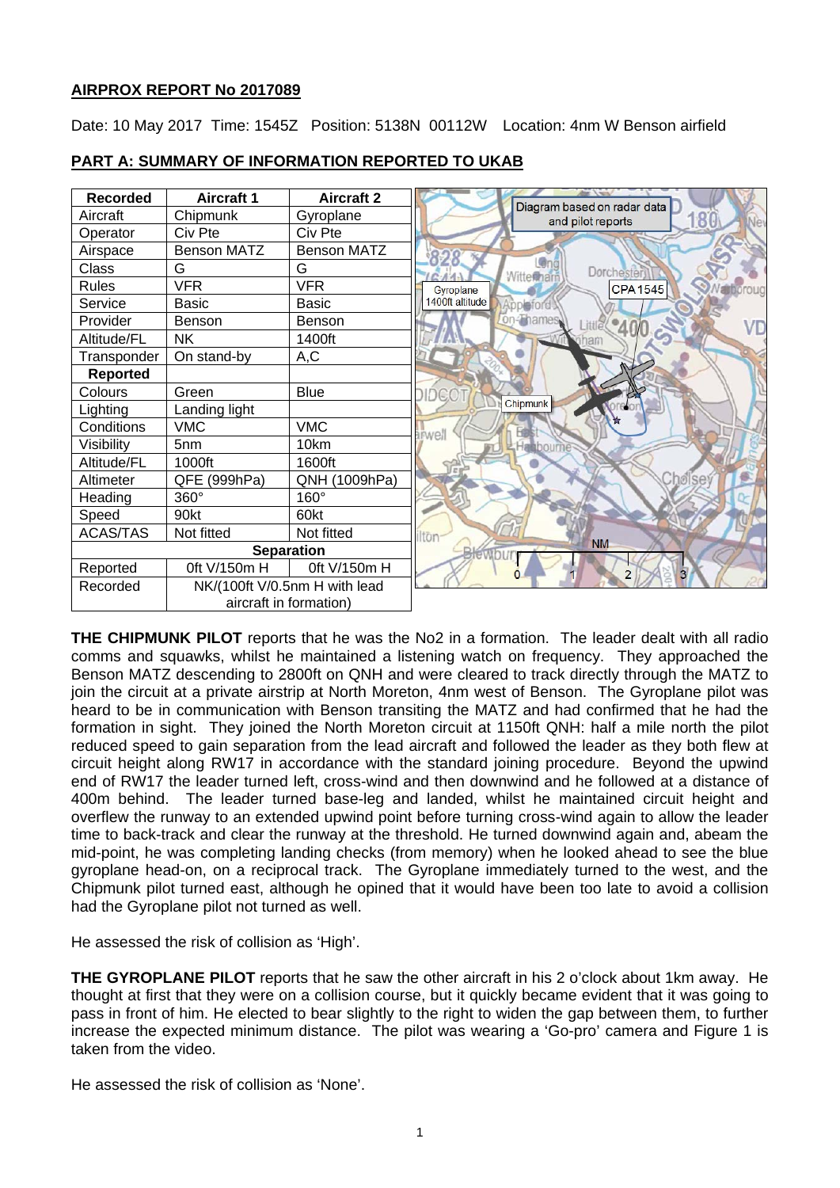**AIRPROX REPORT No 2017089**

Date: 10 May 2017 Time: 1545Z Position: 5138N 00112W Location: 4nm W Benson airfield

**PART A: SUMMARY OF INFORMATION REPORTED TO UKAB**

| Recorded | Aircraft 1 | Aircraft 2 |
|---|---|---|
| Aircraft | Chipmunk | Gyroplane |
| Operator | Civ Pte | Civ Pte |
| Airspace | Benson MATZ | Benson MATZ |
| Class | G | G |
| Rules | VFR | VFR |
| Service | Basic | Basic |
| Provider | Benson | Benson |
| Altitude/FL | NK | 1400ft |
| Transponder | On stand-by | A,C |
| **Reported** | | |
| Colours | Green | Blue |
| Lighting | Landing light | |
| Conditions | VMC | VMC |
| Visibility | 5nm | 10km |
| Altitude/FL | 1000ft | 1600ft |
| Altimeter | QFE (999hPa) | QNH (1009hPa) |
| Heading | 360° | 160° |
| Speed | 90kt | 60kt |
| ACAS/TAS | Not fitted | Not fitted |
| **Separation** | | |
| Reported | 0ft V/150m H | 0ft V/150m H |
| Recorded | NK/(100ft V/0.5nm H with lead aircraft in formation) | |

Diagram based on radar data and pilot reports

**THE CHIPMUNK PILOT** reports that he was the No2 in a formation. The leader dealt with all radio comms and squawks, whilst he maintained a listening watch on frequency. They approached the Benson MATZ descending to 2800ft on QNH and were cleared to track directly through the MATZ to join the circuit at a private airstrip at North Moreton, 4nm west of Benson. The Gyroplane pilot was heard to be in communication with Benson transiting the MATZ and had confirmed that he had the formation in sight. They joined the North Moreton circuit at 1150ft QNH: half a mile north the pilot reduced speed to gain separation from the lead aircraft and followed the leader as they both flew at circuit height along RW17 in accordance with the standard joining procedure. Beyond the upwind end of RW17 the leader turned left, cross-wind and then downwind and he followed at a distance of 400m behind. The leader turned base-leg and landed, whilst he maintained circuit height and overflew the runway to an extended upwind point before turning cross-wind again to allow the leader time to back-track and clear the runway at the threshold. He turned downwind again and, abeam the mid-point, he was completing landing checks (from memory) when he looked ahead to see the blue gyroplane head-on, on a reciprocal track. The Gyroplane immediately turned to the west, and the Chipmunk pilot turned east, although he opined that it would have been too late to avoid a collision had the Gyroplane pilot not turned as well.

He assessed the risk of collision as 'High'.

**THE GYROPLANE PILOT** reports that he saw the other aircraft in his 2 o'clock about 1km away. He thought at first that they were on a collision course, but it quickly became evident that it was going to pass in front of him. He elected to bear slightly to the right to widen the gap between them, to further increase the expected minimum distance. The pilot was wearing a 'Go-pro' camera and Figure 1 is taken from the video.

He assessed the risk of collision as 'None'.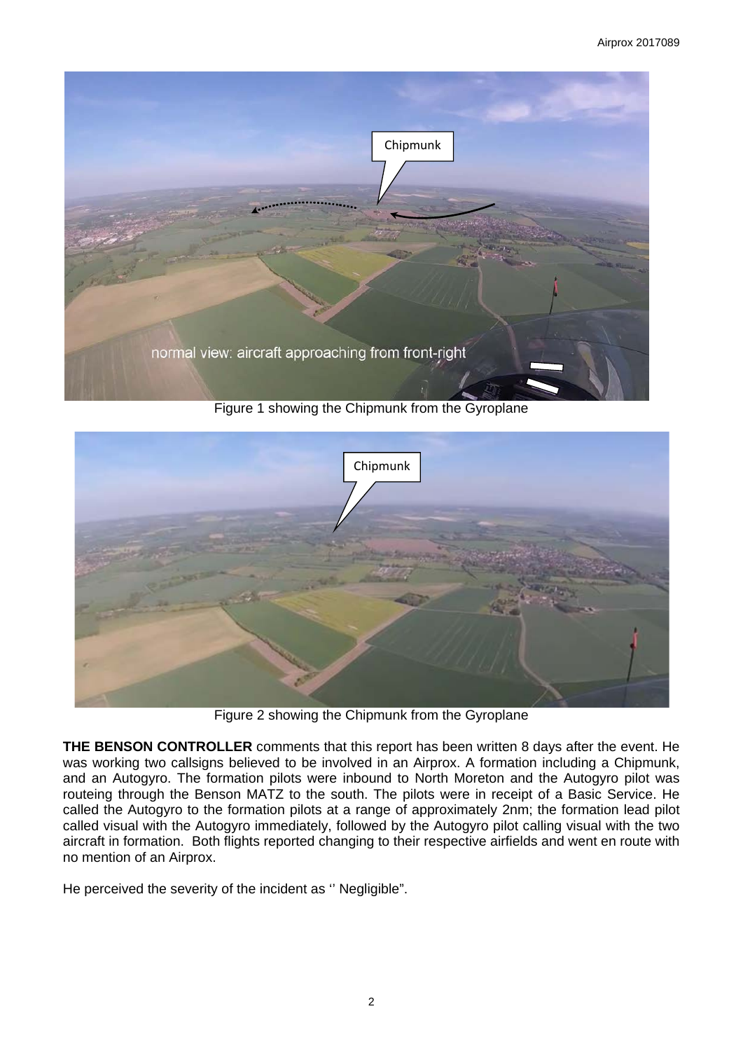Figure 1 showing the Chipmunk from the Gyroplane

Figure 2 showing the Chipmunk from the Gyroplane

**THE BENSON CONTROLLER** comments that this report has been written 8 days after the event. He was working two callsigns believed to be involved in an Airprox. A formation including a Chipmunk, and an Autogyro. The formation pilots were inbound to North Moreton and the Autogyro pilot was routeing through the Benson MATZ to the south. The pilots were in receipt of a Basic Service. He called the Autogyro to the formation pilots at a range of approximately 2nm; the formation lead pilot called visual with the Autogyro immediately, followed by the Autogyro pilot calling visual with the two aircraft in formation. Both flights reported changing to their respective airfields and went en route with no mention of an Airprox.

He perceived the severity of the incident as '' Negligible".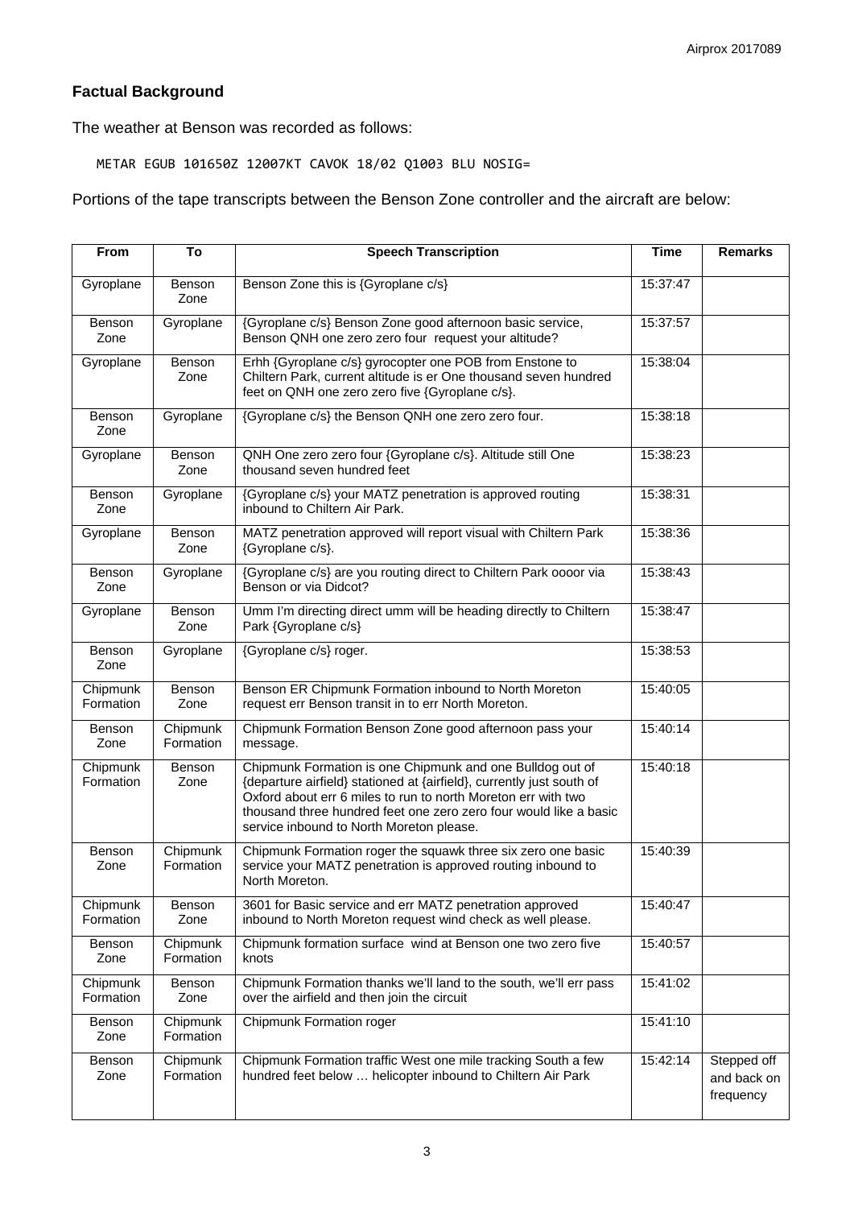## Factual Background

The weather at Benson was recorded as follows:

```
METAR EGUB 101650Z 12007KT CAVOK 18/02 Q1003 BLU NOSIG=
```

Portions of the tape transcripts between the Benson Zone controller and the aircraft are below:

| From | To | Speech Transcription | Time | Remarks |
|---|---|---|---|---|
| Gyroplane | Benson Zone | Benson Zone this is {Gyroplane c/s} | 15:37:47 | |
| Benson Zone | Gyroplane | {Gyroplane c/s} Benson Zone good afternoon basic service, Benson QNH one zero zero four request your altitude? | 15:37:57 | |
| Gyroplane | Benson Zone | Erhh {Gyroplane c/s} gyrocopter one POB from Enstone to Chiltern Park, current altitude is er One thousand seven hundred feet on QNH one zero zero five {Gyroplane c/s}. | 15:38:04 | |
| Benson Zone | Gyroplane | {Gyroplane c/s} the Benson QNH one zero zero four. | 15:38:18 | |
| Gyroplane | Benson Zone | QNH One zero zero four {Gyroplane c/s}. Altitude still One thousand seven hundred feet | 15:38:23 | |
| Benson Zone | Gyroplane | {Gyroplane c/s} your MATZ penetration is approved routing inbound to Chiltern Air Park. | 15:38:31 | |
| Gyroplane | Benson Zone | MATZ penetration approved will report visual with Chiltern Park {Gyroplane c/s}. | 15:38:36 | |
| Benson Zone | Gyroplane | {Gyroplane c/s} are you routing direct to Chiltern Park oooor via Benson or via Didcot? | 15:38:43 | |
| Gyroplane | Benson Zone | Umm I'm directing direct umm will be heading directly to Chiltern Park {Gyroplane c/s} | 15:38:47 | |
| Benson Zone | Gyroplane | {Gyroplane c/s} roger. | 15:38:53 | |
| Chipmunk Formation | Benson Zone | Benson ER Chipmunk Formation inbound to North Moreton request err Benson transit in to err North Moreton. | 15:40:05 | |
| Benson Zone | Chipmunk Formation | Chipmunk Formation Benson Zone good afternoon pass your message. | 15:40:14 | |
| Chipmunk Formation | Benson Zone | Chipmunk Formation is one Chipmunk and one Bulldog out of {departure airfield} stationed at {airfield}, currently just south of Oxford about err 6 miles to run to north Moreton err with two thousand three hundred feet one zero zero four would like a basic service inbound to North Moreton please. | 15:40:18 | |
| Benson Zone | Chipmunk Formation | Chipmunk Formation roger the squawk three six zero one basic service your MATZ penetration is approved routing inbound to North Moreton. | 15:40:39 | |
| Chipmunk Formation | Benson Zone | 3601 for Basic service and err MATZ penetration approved inbound to North Moreton request wind check as well please. | 15:40:47 | |
| Benson Zone | Chipmunk Formation | Chipmunk formation surface wind at Benson one two zero five knots | 15:40:57 | |
| Chipmunk Formation | Benson Zone | Chipmunk Formation thanks we'll land to the south, we'll err pass over the airfield and then join the circuit | 15:41:02 | |
| Benson Zone | Chipmunk Formation | Chipmunk Formation roger | 15:41:10 | |
| Benson Zone | Chipmunk Formation | Chipmunk Formation traffic West one mile tracking South a few hundred feet below … helicopter inbound to Chiltern Air Park | 15:42:14 | Stepped off and back on frequency |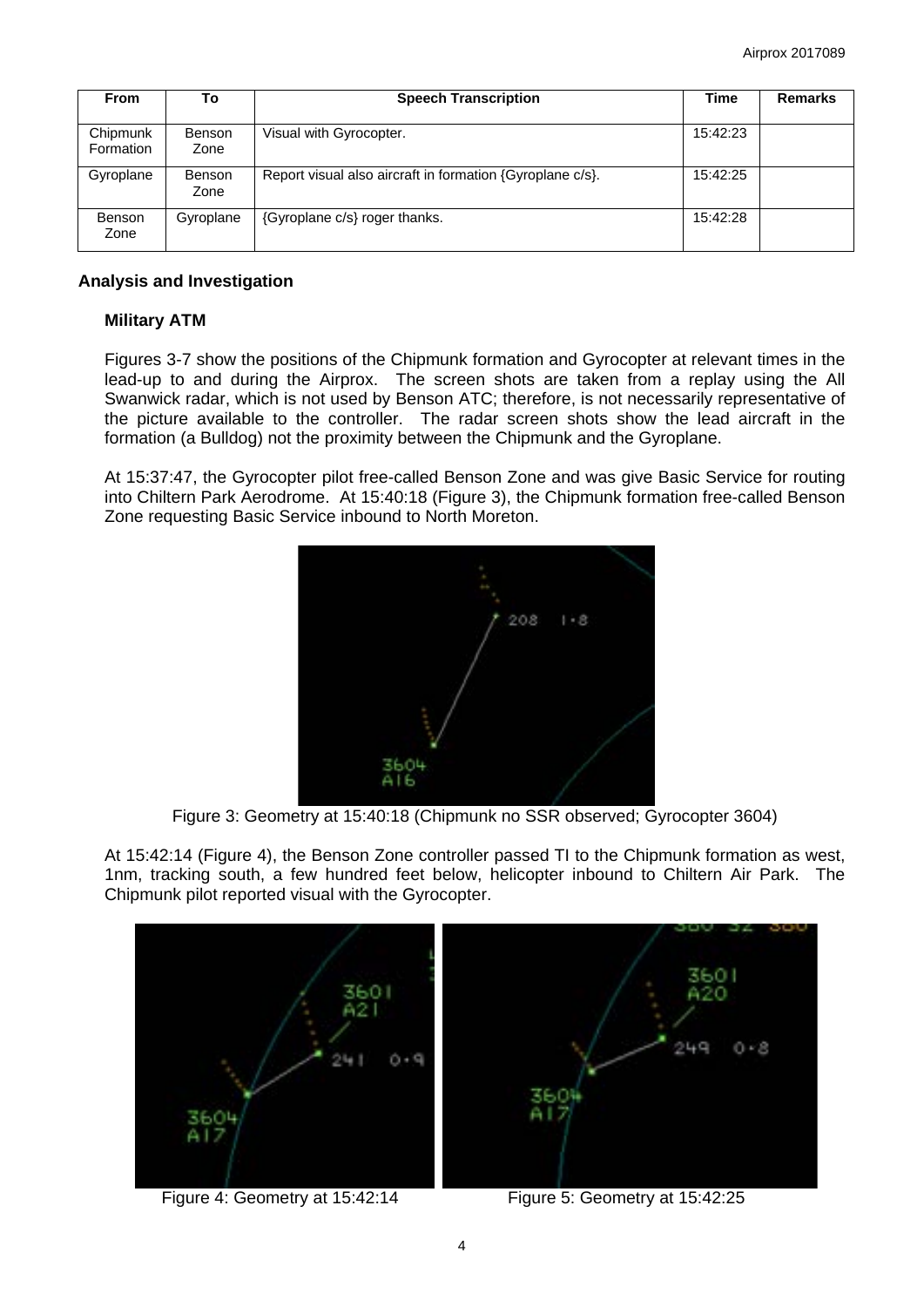| From | To | Speech Transcription | Time | Remarks |
|---|---|---|---|---|
| Chipmunk Formation | Benson Zone | Visual with Gyrocopter. | 15:42:23 | |
| Gyroplane | Benson Zone | Report visual also aircraft in formation {Gyroplane c/s}. | 15:42:25 | |
| Benson Zone | Gyroplane | {Gyroplane c/s} roger thanks. | 15:42:28 | |

## Analysis and Investigation

### Military ATM

Figures 3-7 show the positions of the Chipmunk formation and Gyrocopter at relevant times in the lead-up to and during the Airprox. The screen shots are taken from a replay using the All Swanwick radar, which is not used by Benson ATC; therefore, is not necessarily representative of the picture available to the controller. The radar screen shots show the lead aircraft in the formation (a Bulldog) not the proximity between the Chipmunk and the Gyroplane.

At 15:37:47, the Gyrocopter pilot free-called Benson Zone and was give Basic Service for routing into Chiltern Park Aerodrome. At 15:40:18 (Figure 3), the Chipmunk formation free-called Benson Zone requesting Basic Service inbound to North Moreton.

Figure 3: Geometry at 15:40:18 (Chipmunk no SSR observed; Gyrocopter 3604)

At 15:42:14 (Figure 4), the Benson Zone controller passed TI to the Chipmunk formation as west, 1nm, tracking south, a few hundred feet below, helicopter inbound to Chiltern Air Park. The Chipmunk pilot reported visual with the Gyrocopter.

Figure 4: Geometry at 15:42:14

Figure 5: Geometry at 15:42:25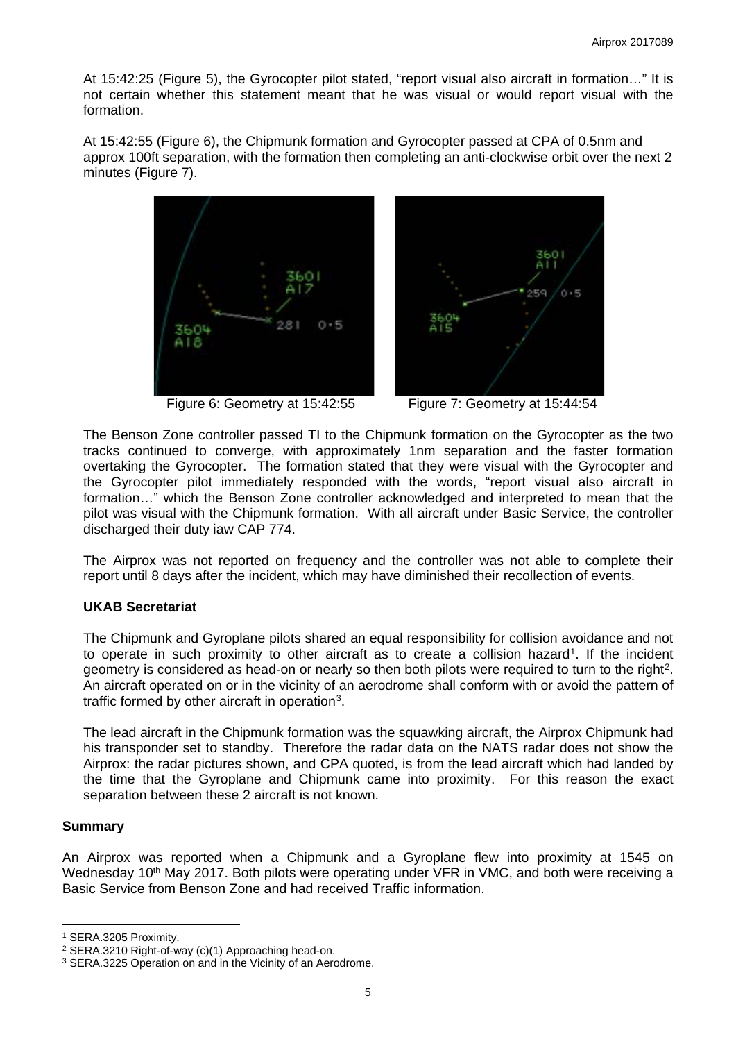At 15:42:25 (Figure 5), the Gyrocopter pilot stated, "report visual also aircraft in formation…" It is not certain whether this statement meant that he was visual or would report visual with the formation.

At 15:42:55 (Figure 6), the Chipmunk formation and Gyrocopter passed at CPA of 0.5nm and approx 100ft separation, with the formation then completing an anti-clockwise orbit over the next 2 minutes (Figure 7).

Figure 6: Geometry at 15:42:55

Figure 7: Geometry at 15:44:54

The Benson Zone controller passed TI to the Chipmunk formation on the Gyrocopter as the two tracks continued to converge, with approximately 1nm separation and the faster formation overtaking the Gyrocopter. The formation stated that they were visual with the Gyrocopter and the Gyrocopter pilot immediately responded with the words, "report visual also aircraft in formation…" which the Benson Zone controller acknowledged and interpreted to mean that the pilot was visual with the Chipmunk formation. With all aircraft under Basic Service, the controller discharged their duty iaw CAP 774.

The Airprox was not reported on frequency and the controller was not able to complete their report until 8 days after the incident, which may have diminished their recollection of events.

### UKAB Secretariat

The Chipmunk and Gyroplane pilots shared an equal responsibility for collision avoidance and not to operate in such proximity to other aircraft as to create a collision hazard[1]. If the incident geometry is considered as head-on or nearly so then both pilots were required to turn to the right[2]. An aircraft operated on or in the vicinity of an aerodrome shall conform with or avoid the pattern of traffic formed by other aircraft in operation[3].

The lead aircraft in the Chipmunk formation was the squawking aircraft, the Airprox Chipmunk had his transponder set to standby. Therefore the radar data on the NATS radar does not show the Airprox: the radar pictures shown, and CPA quoted, is from the lead aircraft which had landed by the time that the Gyroplane and Chipmunk came into proximity. For this reason the exact separation between these 2 aircraft is not known.

## Summary

An Airprox was reported when a Chipmunk and a Gyroplane flew into proximity at 1545 on Wednesday 10th May 2017. Both pilots were operating under VFR in VMC, and both were receiving a Basic Service from Benson Zone and had received Traffic information.

---

[1] SERA.3205 Proximity.

[2] SERA.3210 Right-of-way (c)(1) Approaching head-on.

[3] SERA.3225 Operation on and in the Vicinity of an Aerodrome.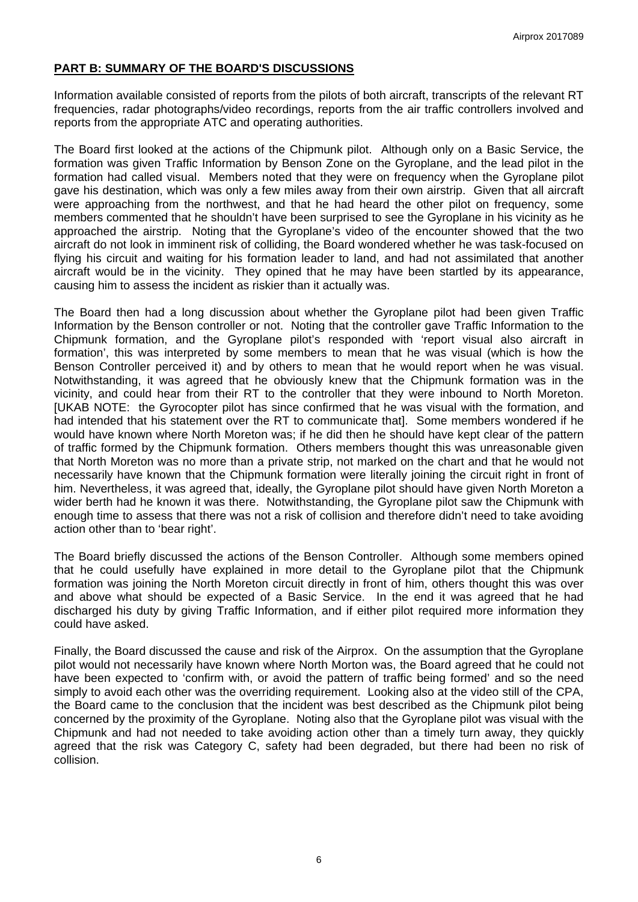**PART B: SUMMARY OF THE BOARD'S DISCUSSIONS**

Information available consisted of reports from the pilots of both aircraft, transcripts of the relevant RT frequencies, radar photographs/video recordings, reports from the air traffic controllers involved and reports from the appropriate ATC and operating authorities.

The Board first looked at the actions of the Chipmunk pilot. Although only on a Basic Service, the formation was given Traffic Information by Benson Zone on the Gyroplane, and the lead pilot in the formation had called visual. Members noted that they were on frequency when the Gyroplane pilot gave his destination, which was only a few miles away from their own airstrip. Given that all aircraft were approaching from the northwest, and that he had heard the other pilot on frequency, some members commented that he shouldn't have been surprised to see the Gyroplane in his vicinity as he approached the airstrip. Noting that the Gyroplane's video of the encounter showed that the two aircraft do not look in imminent risk of colliding, the Board wondered whether he was task-focused on flying his circuit and waiting for his formation leader to land, and had not assimilated that another aircraft would be in the vicinity. They opined that he may have been startled by its appearance, causing him to assess the incident as riskier than it actually was.

The Board then had a long discussion about whether the Gyroplane pilot had been given Traffic Information by the Benson controller or not. Noting that the controller gave Traffic Information to the Chipmunk formation, and the Gyroplane pilot's responded with 'report visual also aircraft in formation', this was interpreted by some members to mean that he was visual (which is how the Benson Controller perceived it) and by others to mean that he would report when he was visual. Notwithstanding, it was agreed that he obviously knew that the Chipmunk formation was in the vicinity, and could hear from their RT to the controller that they were inbound to North Moreton. [UKAB NOTE: the Gyrocopter pilot has since confirmed that he was visual with the formation, and had intended that his statement over the RT to communicate that]. Some members wondered if he would have known where North Moreton was; if he did then he should have kept clear of the pattern of traffic formed by the Chipmunk formation. Others members thought this was unreasonable given that North Moreton was no more than a private strip, not marked on the chart and that he would not necessarily have known that the Chipmunk formation were literally joining the circuit right in front of him. Nevertheless, it was agreed that, ideally, the Gyroplane pilot should have given North Moreton a wider berth had he known it was there. Notwithstanding, the Gyroplane pilot saw the Chipmunk with enough time to assess that there was not a risk of collision and therefore didn't need to take avoiding action other than to 'bear right'.

The Board briefly discussed the actions of the Benson Controller. Although some members opined that he could usefully have explained in more detail to the Gyroplane pilot that the Chipmunk formation was joining the North Moreton circuit directly in front of him, others thought this was over and above what should be expected of a Basic Service. In the end it was agreed that he had discharged his duty by giving Traffic Information, and if either pilot required more information they could have asked.

Finally, the Board discussed the cause and risk of the Airprox. On the assumption that the Gyroplane pilot would not necessarily have known where North Morton was, the Board agreed that he could not have been expected to 'confirm with, or avoid the pattern of traffic being formed' and so the need simply to avoid each other was the overriding requirement. Looking also at the video still of the CPA, the Board came to the conclusion that the incident was best described as the Chipmunk pilot being concerned by the proximity of the Gyroplane. Noting also that the Gyroplane pilot was visual with the Chipmunk and had not needed to take avoiding action other than a timely turn away, they quickly agreed that the risk was Category C, safety had been degraded, but there had been no risk of collision.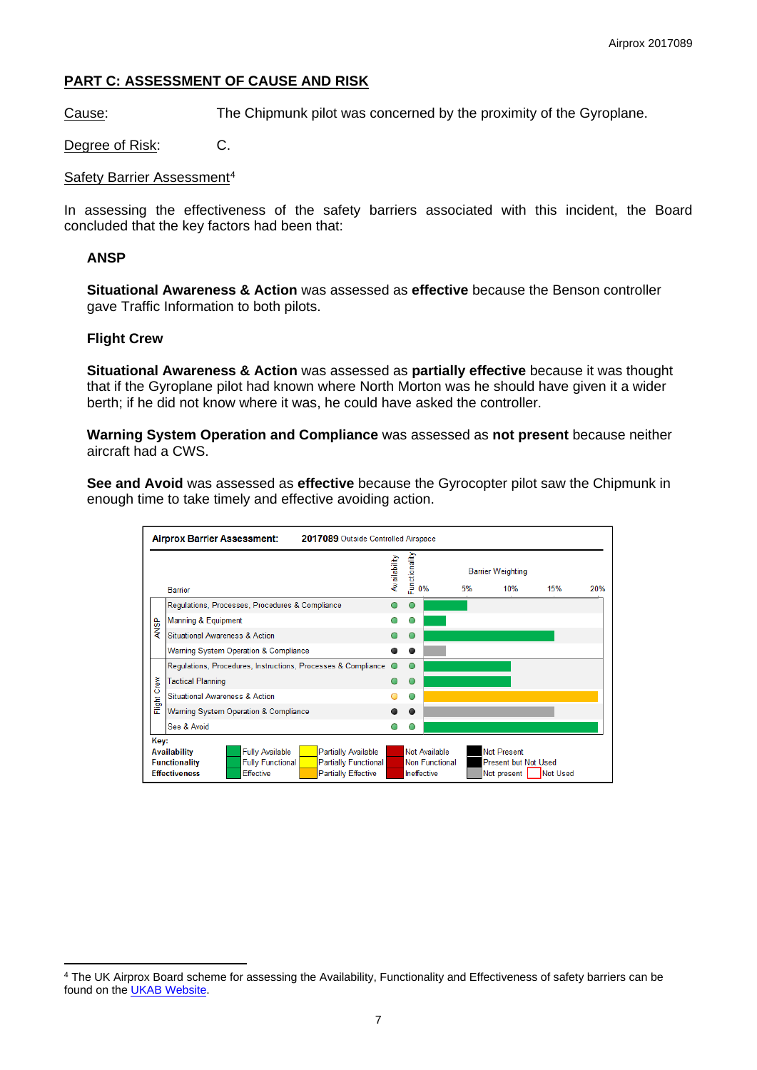## PART C: ASSESSMENT OF CAUSE AND RISK

Cause: The Chipmunk pilot was concerned by the proximity of the Gyroplane.

Degree of Risk: C.

Safety Barrier Assessment[4]

In assessing the effectiveness of the safety barriers associated with this incident, the Board concluded that the key factors had been that:

**ANSP**

**Situational Awareness & Action** was assessed as **effective** because the Benson controller gave Traffic Information to both pilots.

**Flight Crew**

**Situational Awareness & Action** was assessed as **partially effective** because it was thought that if the Gyroplane pilot had known where North Morton was he should have given it a wider berth; if he did not know where it was, he could have asked the controller.

**Warning System Operation and Compliance** was assessed as **not present** because neither aircraft had a CWS.

**See and Avoid** was assessed as **effective** because the Gyrocopter pilot saw the Chipmunk in enough time to take timely and effective avoiding action.

Airprox Barrier Assessment: 2017089 Outside Controlled Airspace

Barrier
Availability
Functionality
Barrier Weighting
0% 5% 10% 15% 20%

ANSP
Regulations, Processes, Procedures & Compliance
Manning & Equipment
Situational Awareness & Action
Warning System Operation & Compliance

Flight Crew
Regulations, Procedures, Instructions, Processes & Compliance
Tactical Planning
Situational Awareness & Action
Warning System Operation & Compliance
See & Avoid

Key:
Availability: Fully Available, Partially Available, Not Available, Not Present
Functionality: Fully Functional, Partially Functional, Non Functional, Present but Not Used
Effectiveness: Effective, Partially Effective, Ineffective, Not present, Not Used

---

[4] The UK Airprox Board scheme for assessing the Availability, Functionality and Effectiveness of safety barriers can be found on the [UKAB Website](UKAB Website).